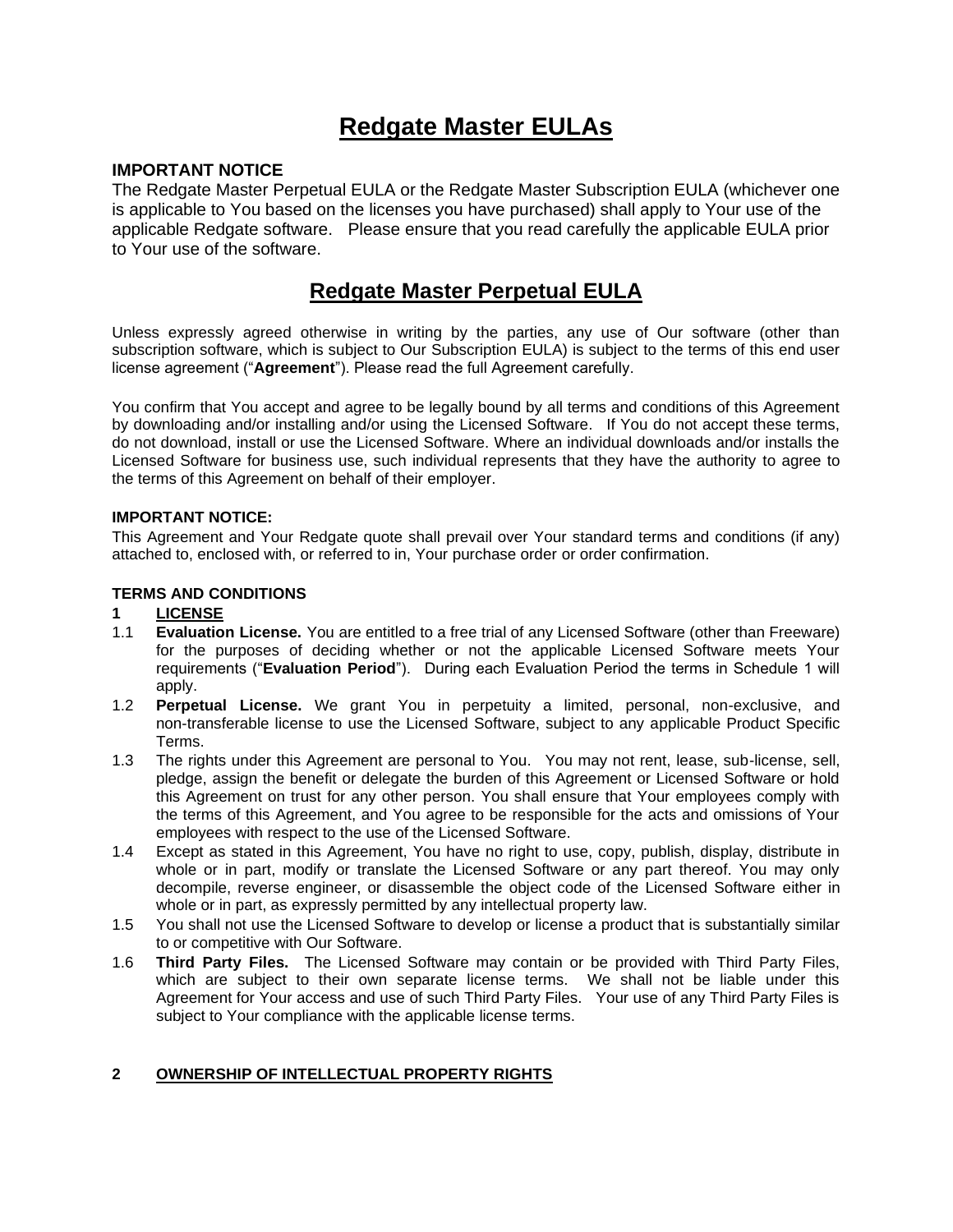# Redgate Master EULAs

**IMPORTANT NOTICE**

The Redgate Master Perpetual EULA or the Redgate Master Subscription EULA (whichever one is applicable to You based on the licenses you have purchased) shall apply to Your use of the applicable Redgate software. Please ensure that you read carefully the applicable EULA prior to Your use of the software.

# Redgate Master Perpetual EULA

Unless expressly agreed otherwise in writing by the parties, any use of Our software (other than subscription software, which is subject to Our Subscription EULA) is subject to the terms of this end user license agreement ("**Agreement**"). Please read the full Agreement carefully.

You confirm that You accept and agree to be legally bound by all terms and conditions of this Agreement by downloading and/or installing and/or using the Licensed Software. If You do not accept these terms, do not download, install or use the Licensed Software. Where an individual downloads and/or installs the Licensed Software for business use, such individual represents that they have the authority to agree to the terms of this Agreement on behalf of their employer.

**IMPORTANT NOTICE:**

This Agreement and Your Redgate quote shall prevail over Your standard terms and conditions (if any) attached to, enclosed with, or referred to in, Your purchase order or order confirmation.

**TERMS AND CONDITIONS**

**1 LICENSE**

1.1 **Evaluation License.** You are entitled to a free trial of any Licensed Software (other than Freeware) for the purposes of deciding whether or not the applicable Licensed Software meets Your requirements ("**Evaluation Period**"). During each Evaluation Period the terms in Schedule 1 will apply.

1.2 **Perpetual License.** We grant You in perpetuity a limited, personal, non-exclusive, and non-transferable license to use the Licensed Software, subject to any applicable Product Specific Terms.

1.3 The rights under this Agreement are personal to You. You may not rent, lease, sub-license, sell, pledge, assign the benefit or delegate the burden of this Agreement or Licensed Software or hold this Agreement on trust for any other person. You shall ensure that Your employees comply with the terms of this Agreement, and You agree to be responsible for the acts and omissions of Your employees with respect to the use of the Licensed Software.

1.4 Except as stated in this Agreement, You have no right to use, copy, publish, display, distribute in whole or in part, modify or translate the Licensed Software or any part thereof. You may only decompile, reverse engineer, or disassemble the object code of the Licensed Software either in whole or in part, as expressly permitted by any intellectual property law.

1.5 You shall not use the Licensed Software to develop or license a product that is substantially similar to or competitive with Our Software.

1.6 **Third Party Files.** The Licensed Software may contain or be provided with Third Party Files, which are subject to their own separate license terms. We shall not be liable under this Agreement for Your access and use of such Third Party Files. Your use of any Third Party Files is subject to Your compliance with the applicable license terms.

**2 OWNERSHIP OF INTELLECTUAL PROPERTY RIGHTS**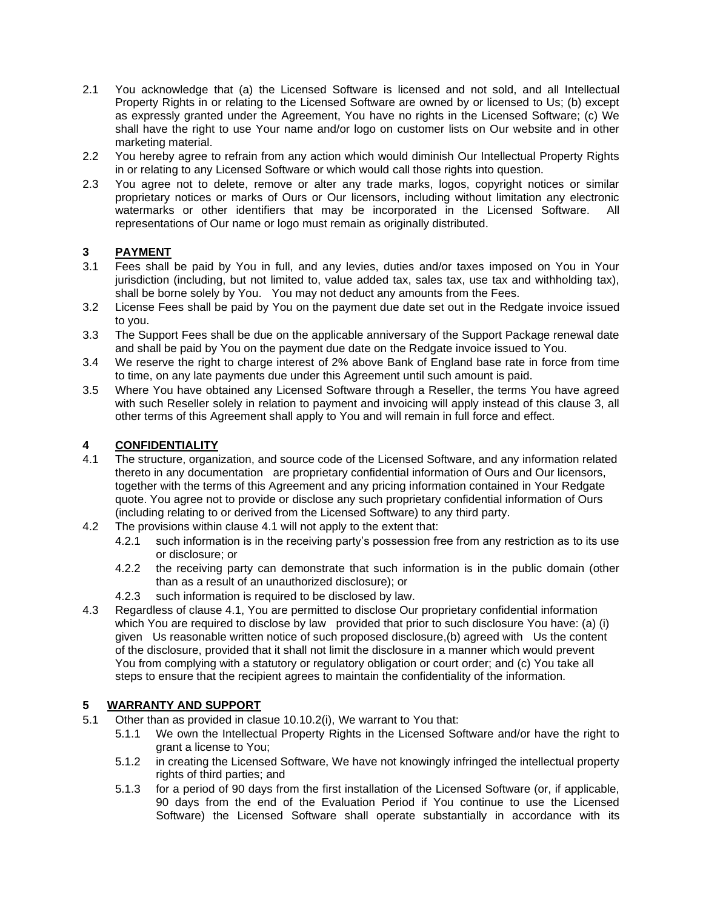2.1 You acknowledge that (a) the Licensed Software is licensed and not sold, and all Intellectual Property Rights in or relating to the Licensed Software are owned by or licensed to Us; (b) except as expressly granted under the Agreement, You have no rights in the Licensed Software; (c) We shall have the right to use Your name and/or logo on customer lists on Our website and in other marketing material.

2.2 You hereby agree to refrain from any action which would diminish Our Intellectual Property Rights in or relating to any Licensed Software or which would call those rights into question.

2.3 You agree not to delete, remove or alter any trade marks, logos, copyright notices or similar proprietary notices or marks of Ours or Our licensors, including without limitation any electronic watermarks or other identifiers that may be incorporated in the Licensed Software. All representations of Our name or logo must remain as originally distributed.

## 3 PAYMENT

3.1 Fees shall be paid by You in full, and any levies, duties and/or taxes imposed on You in Your jurisdiction (including, but not limited to, value added tax, sales tax, use tax and withholding tax), shall be borne solely by You. You may not deduct any amounts from the Fees.

3.2 License Fees shall be paid by You on the payment due date set out in the Redgate invoice issued to you.

3.3 The Support Fees shall be due on the applicable anniversary of the Support Package renewal date and shall be paid by You on the payment due date on the Redgate invoice issued to You.

3.4 We reserve the right to charge interest of 2% above Bank of England base rate in force from time to time, on any late payments due under this Agreement until such amount is paid.

3.5 Where You have obtained any Licensed Software through a Reseller, the terms You have agreed with such Reseller solely in relation to payment and invoicing will apply instead of this clause 3, all other terms of this Agreement shall apply to You and will remain in full force and effect.

## 4 CONFIDENTIALITY

4.1 The structure, organization, and source code of the Licensed Software, and any information related thereto in any documentation are proprietary confidential information of Ours and Our licensors, together with the terms of this Agreement and any pricing information contained in Your Redgate quote. You agree not to provide or disclose any such proprietary confidential information of Ours (including relating to or derived from the Licensed Software) to any third party.

4.2 The provisions within clause 4.1 will not apply to the extent that:

4.2.1 such information is in the receiving party's possession free from any restriction as to its use or disclosure; or

4.2.2 the receiving party can demonstrate that such information is in the public domain (other than as a result of an unauthorized disclosure); or

4.2.3 such information is required to be disclosed by law.

4.3 Regardless of clause 4.1, You are permitted to disclose Our proprietary confidential information which You are required to disclose by law provided that prior to such disclosure You have: (a) (i) given Us reasonable written notice of such proposed disclosure,(b) agreed with Us the content of the disclosure, provided that it shall not limit the disclosure in a manner which would prevent You from complying with a statutory or regulatory obligation or court order; and (c) You take all steps to ensure that the recipient agrees to maintain the confidentiality of the information.

## 5 WARRANTY AND SUPPORT

5.1 Other than as provided in clasue 10.10.2(i), We warrant to You that:

5.1.1 We own the Intellectual Property Rights in the Licensed Software and/or have the right to grant a license to You;

5.1.2 in creating the Licensed Software, We have not knowingly infringed the intellectual property rights of third parties; and

5.1.3 for a period of 90 days from the first installation of the Licensed Software (or, if applicable, 90 days from the end of the Evaluation Period if You continue to use the Licensed Software) the Licensed Software shall operate substantially in accordance with its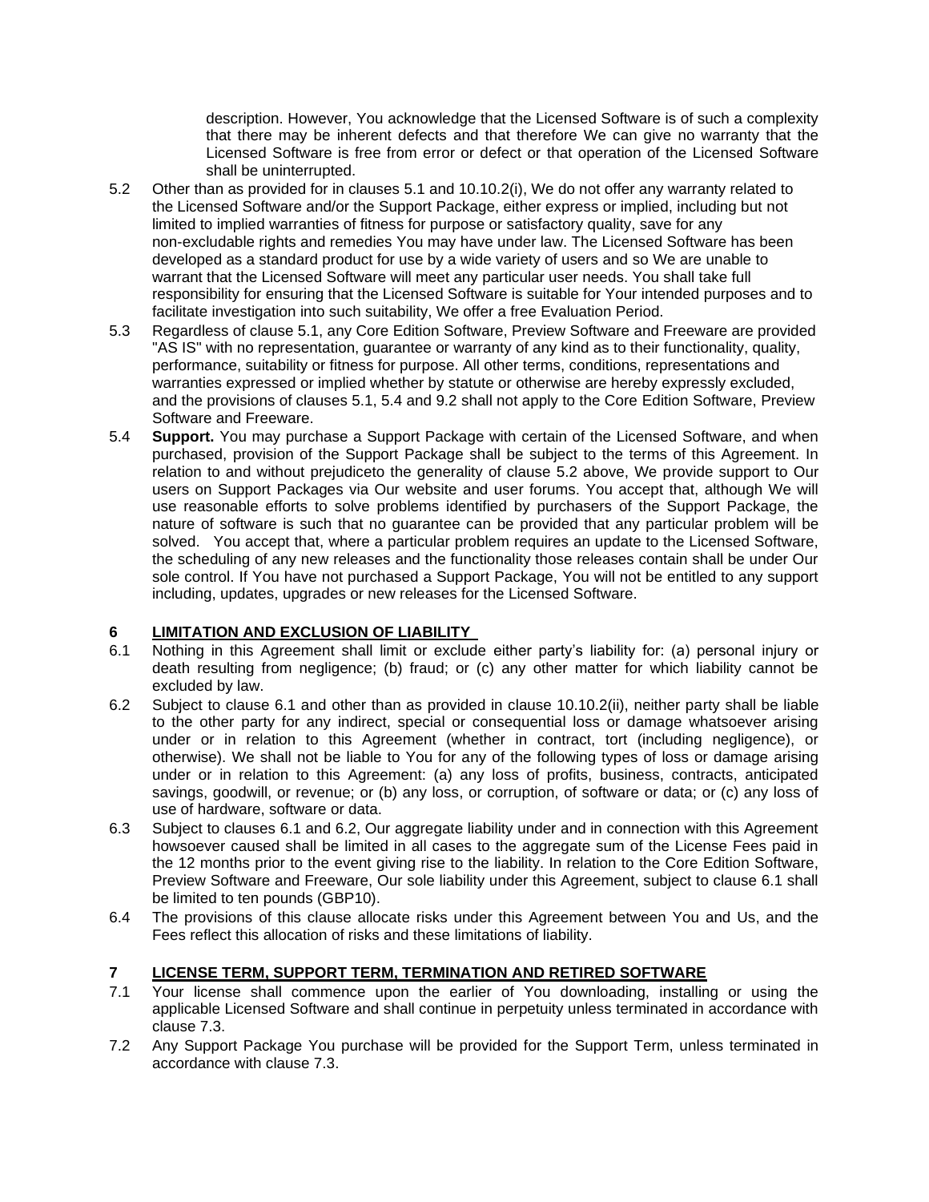description. However, You acknowledge that the Licensed Software is of such a complexity that there may be inherent defects and that therefore We can give no warranty that the Licensed Software is free from error or defect or that operation of the Licensed Software shall be uninterrupted.

5.2 Other than as provided for in clauses 5.1 and 10.10.2(i), We do not offer any warranty related to the Licensed Software and/or the Support Package, either express or implied, including but not limited to implied warranties of fitness for purpose or satisfactory quality, save for any non-excludable rights and remedies You may have under law. The Licensed Software has been developed as a standard product for use by a wide variety of users and so We are unable to warrant that the Licensed Software will meet any particular user needs. You shall take full responsibility for ensuring that the Licensed Software is suitable for Your intended purposes and to facilitate investigation into such suitability, We offer a free Evaluation Period.

5.3 Regardless of clause 5.1, any Core Edition Software, Preview Software and Freeware are provided "AS IS" with no representation, guarantee or warranty of any kind as to their functionality, quality, performance, suitability or fitness for purpose. All other terms, conditions, representations and warranties expressed or implied whether by statute or otherwise are hereby expressly excluded, and the provisions of clauses 5.1, 5.4 and 9.2 shall not apply to the Core Edition Software, Preview Software and Freeware.

5.4 **Support.** You may purchase a Support Package with certain of the Licensed Software, and when purchased, provision of the Support Package shall be subject to the terms of this Agreement. In relation to and without prejudiceto the generality of clause 5.2 above, We provide support to Our users on Support Packages via Our website and user forums. You accept that, although We will use reasonable efforts to solve problems identified by purchasers of the Support Package, the nature of software is such that no guarantee can be provided that any particular problem will be solved. You accept that, where a particular problem requires an update to the Licensed Software, the scheduling of any new releases and the functionality those releases contain shall be under Our sole control. If You have not purchased a Support Package, You will not be entitled to any support including, updates, upgrades or new releases for the Licensed Software.

## 6 LIMITATION AND EXCLUSION OF LIABILITY

6.1 Nothing in this Agreement shall limit or exclude either party's liability for: (a) personal injury or death resulting from negligence; (b) fraud; or (c) any other matter for which liability cannot be excluded by law.

6.2 Subject to clause 6.1 and other than as provided in clause 10.10.2(ii), neither party shall be liable to the other party for any indirect, special or consequential loss or damage whatsoever arising under or in relation to this Agreement (whether in contract, tort (including negligence), or otherwise). We shall not be liable to You for any of the following types of loss or damage arising under or in relation to this Agreement: (a) any loss of profits, business, contracts, anticipated savings, goodwill, or revenue; or (b) any loss, or corruption, of software or data; or (c) any loss of use of hardware, software or data.

6.3 Subject to clauses 6.1 and 6.2, Our aggregate liability under and in connection with this Agreement howsoever caused shall be limited in all cases to the aggregate sum of the License Fees paid in the 12 months prior to the event giving rise to the liability. In relation to the Core Edition Software, Preview Software and Freeware, Our sole liability under this Agreement, subject to clause 6.1 shall be limited to ten pounds (GBP10).

6.4 The provisions of this clause allocate risks under this Agreement between You and Us, and the Fees reflect this allocation of risks and these limitations of liability.

## 7 LICENSE TERM, SUPPORT TERM, TERMINATION AND RETIRED SOFTWARE

7.1 Your license shall commence upon the earlier of You downloading, installing or using the applicable Licensed Software and shall continue in perpetuity unless terminated in accordance with clause 7.3.

7.2 Any Support Package You purchase will be provided for the Support Term, unless terminated in accordance with clause 7.3.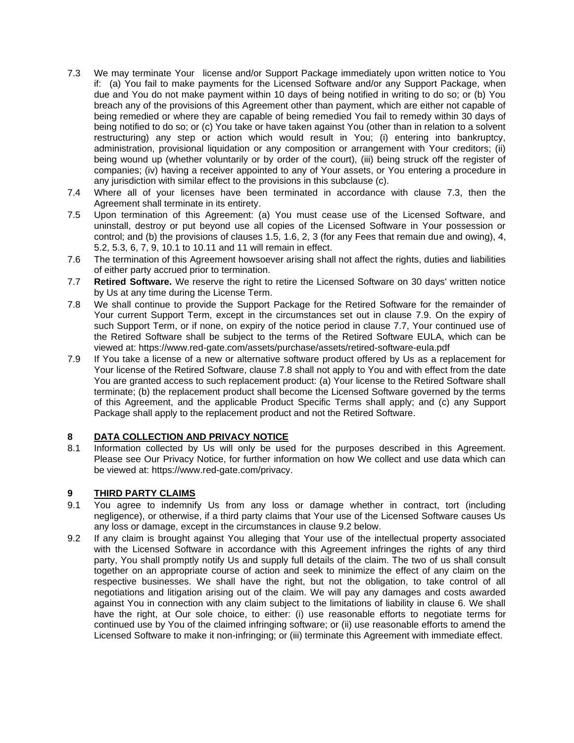7.3 We may terminate Your license and/or Support Package immediately upon written notice to You if: (a) You fail to make payments for the Licensed Software and/or any Support Package, when due and You do not make payment within 10 days of being notified in writing to do so; or (b) You breach any of the provisions of this Agreement other than payment, which are either not capable of being remedied or where they are capable of being remedied You fail to remedy within 30 days of being notified to do so; or (c) You take or have taken against You (other than in relation to a solvent restructuring) any step or action which would result in You; (i) entering into bankruptcy, administration, provisional liquidation or any composition or arrangement with Your creditors; (ii) being wound up (whether voluntarily or by order of the court), (iii) being struck off the register of companies; (iv) having a receiver appointed to any of Your assets, or You entering a procedure in any jurisdiction with similar effect to the provisions in this subclause (c).

7.4 Where all of your licenses have been terminated in accordance with clause 7.3, then the Agreement shall terminate in its entirety.

7.5 Upon termination of this Agreement: (a) You must cease use of the Licensed Software, and uninstall, destroy or put beyond use all copies of the Licensed Software in Your possession or control; and (b) the provisions of clauses 1.5, 1.6, 2, 3 (for any Fees that remain due and owing), 4, 5.2, 5.3, 6, 7, 9, 10.1 to 10.11 and 11 will remain in effect.

7.6 The termination of this Agreement howsoever arising shall not affect the rights, duties and liabilities of either party accrued prior to termination.

7.7 **Retired Software.** We reserve the right to retire the Licensed Software on 30 days' written notice by Us at any time during the License Term.

7.8 We shall continue to provide the Support Package for the Retired Software for the remainder of Your current Support Term, except in the circumstances set out in clause 7.9. On the expiry of such Support Term, or if none, on expiry of the notice period in clause 7.7, Your continued use of the Retired Software shall be subject to the terms of the Retired Software EULA, which can be viewed at: https://www.red-gate.com/assets/purchase/assets/retired-software-eula.pdf

7.9 If You take a license of a new or alternative software product offered by Us as a replacement for Your license of the Retired Software, clause 7.8 shall not apply to You and with effect from the date You are granted access to such replacement product: (a) Your license to the Retired Software shall terminate; (b) the replacement product shall become the Licensed Software governed by the terms of this Agreement, and the applicable Product Specific Terms shall apply; and (c) any Support Package shall apply to the replacement product and not the Retired Software.

## 8 DATA COLLECTION AND PRIVACY NOTICE

8.1 Information collected by Us will only be used for the purposes described in this Agreement. Please see Our Privacy Notice, for further information on how We collect and use data which can be viewed at: https://www.red-gate.com/privacy.

## 9 THIRD PARTY CLAIMS

9.1 You agree to indemnify Us from any loss or damage whether in contract, tort (including negligence), or otherwise, if a third party claims that Your use of the Licensed Software causes Us any loss or damage, except in the circumstances in clause 9.2 below.

9.2 If any claim is brought against You alleging that Your use of the intellectual property associated with the Licensed Software in accordance with this Agreement infringes the rights of any third party, You shall promptly notify Us and supply full details of the claim. The two of us shall consult together on an appropriate course of action and seek to minimize the effect of any claim on the respective businesses. We shall have the right, but not the obligation, to take control of all negotiations and litigation arising out of the claim. We will pay any damages and costs awarded against You in connection with any claim subject to the limitations of liability in clause 6. We shall have the right, at Our sole choice, to either: (i) use reasonable efforts to negotiate terms for continued use by You of the claimed infringing software; or (ii) use reasonable efforts to amend the Licensed Software to make it non-infringing; or (iii) terminate this Agreement with immediate effect.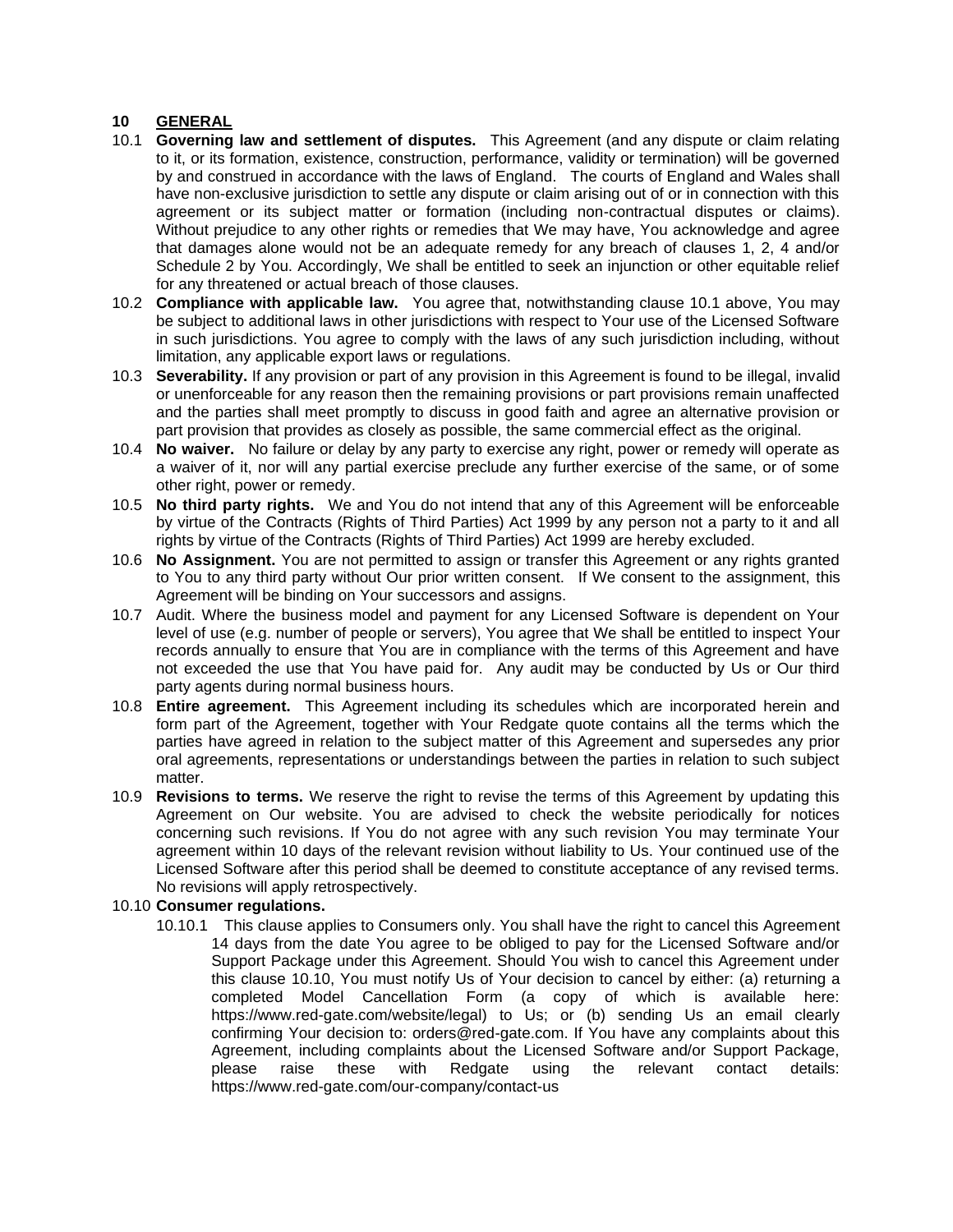## 10 GENERAL

10.1 **Governing law and settlement of disputes.** This Agreement (and any dispute or claim relating to it, or its formation, existence, construction, performance, validity or termination) will be governed by and construed in accordance with the laws of England. The courts of England and Wales shall have non-exclusive jurisdiction to settle any dispute or claim arising out of or in connection with this agreement or its subject matter or formation (including non-contractual disputes or claims). Without prejudice to any other rights or remedies that We may have, You acknowledge and agree that damages alone would not be an adequate remedy for any breach of clauses 1, 2, 4 and/or Schedule 2 by You. Accordingly, We shall be entitled to seek an injunction or other equitable relief for any threatened or actual breach of those clauses.

10.2 **Compliance with applicable law.** You agree that, notwithstanding clause 10.1 above, You may be subject to additional laws in other jurisdictions with respect to Your use of the Licensed Software in such jurisdictions. You agree to comply with the laws of any such jurisdiction including, without limitation, any applicable export laws or regulations.

10.3 **Severability.** If any provision or part of any provision in this Agreement is found to be illegal, invalid or unenforceable for any reason then the remaining provisions or part provisions remain unaffected and the parties shall meet promptly to discuss in good faith and agree an alternative provision or part provision that provides as closely as possible, the same commercial effect as the original.

10.4 **No waiver.** No failure or delay by any party to exercise any right, power or remedy will operate as a waiver of it, nor will any partial exercise preclude any further exercise of the same, or of some other right, power or remedy.

10.5 **No third party rights.** We and You do not intend that any of this Agreement will be enforceable by virtue of the Contracts (Rights of Third Parties) Act 1999 by any person not a party to it and all rights by virtue of the Contracts (Rights of Third Parties) Act 1999 are hereby excluded.

10.6 **No Assignment.** You are not permitted to assign or transfer this Agreement or any rights granted to You to any third party without Our prior written consent. If We consent to the assignment, this Agreement will be binding on Your successors and assigns.

10.7 Audit. Where the business model and payment for any Licensed Software is dependent on Your level of use (e.g. number of people or servers), You agree that We shall be entitled to inspect Your records annually to ensure that You are in compliance with the terms of this Agreement and have not exceeded the use that You have paid for. Any audit may be conducted by Us or Our third party agents during normal business hours.

10.8 **Entire agreement.** This Agreement including its schedules which are incorporated herein and form part of the Agreement, together with Your Redgate quote contains all the terms which the parties have agreed in relation to the subject matter of this Agreement and supersedes any prior oral agreements, representations or understandings between the parties in relation to such subject matter.

10.9 **Revisions to terms.** We reserve the right to revise the terms of this Agreement by updating this Agreement on Our website. You are advised to check the website periodically for notices concerning such revisions. If You do not agree with any such revision You may terminate Your agreement within 10 days of the relevant revision without liability to Us. Your continued use of the Licensed Software after this period shall be deemed to constitute acceptance of any revised terms. No revisions will apply retrospectively.

10.10 **Consumer regulations.**

10.10.1 This clause applies to Consumers only. You shall have the right to cancel this Agreement 14 days from the date You agree to be obliged to pay for the Licensed Software and/or Support Package under this Agreement. Should You wish to cancel this Agreement under this clause 10.10, You must notify Us of Your decision to cancel by either: (a) returning a completed Model Cancellation Form (a copy of which is available here: https://www.red-gate.com/website/legal) to Us; or (b) sending Us an email clearly confirming Your decision to: orders@red-gate.com. If You have any complaints about this Agreement, including complaints about the Licensed Software and/or Support Package, please raise these with Redgate using the relevant contact details: https://www.red-gate.com/our-company/contact-us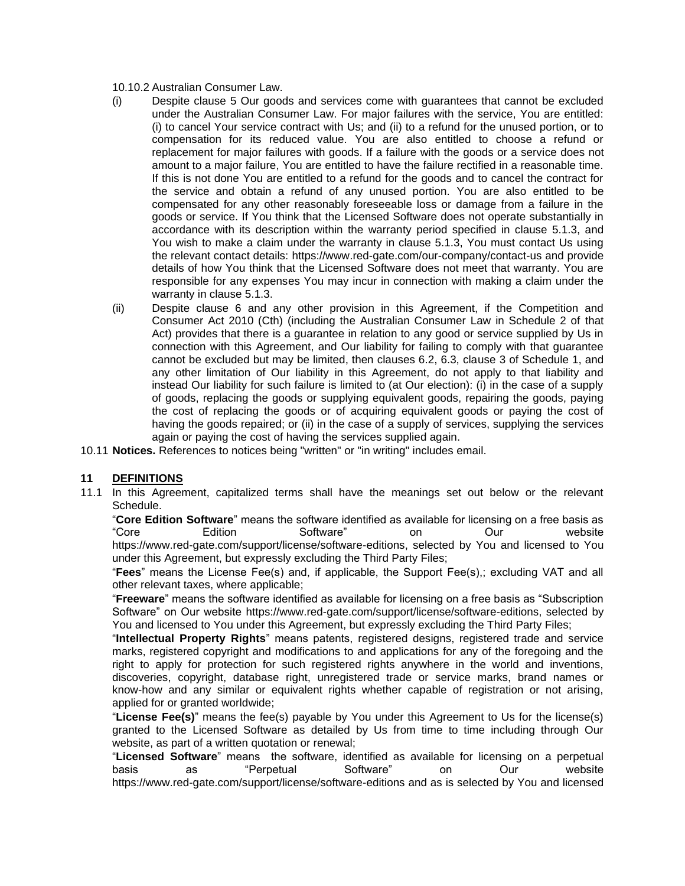10.10.2 Australian Consumer Law.

(i) Despite clause 5 Our goods and services come with guarantees that cannot be excluded under the Australian Consumer Law. For major failures with the service, You are entitled: (i) to cancel Your service contract with Us; and (ii) to a refund for the unused portion, or to compensation for its reduced value. You are also entitled to choose a refund or replacement for major failures with goods. If a failure with the goods or a service does not amount to a major failure, You are entitled to have the failure rectified in a reasonable time. If this is not done You are entitled to a refund for the goods and to cancel the contract for the service and obtain a refund of any unused portion. You are also entitled to be compensated for any other reasonably foreseeable loss or damage from a failure in the goods or service. If You think that the Licensed Software does not operate substantially in accordance with its description within the warranty period specified in clause 5.1.3, and You wish to make a claim under the warranty in clause 5.1.3, You must contact Us using the relevant contact details: https://www.red-gate.com/our-company/contact-us and provide details of how You think that the Licensed Software does not meet that warranty. You are responsible for any expenses You may incur in connection with making a claim under the warranty in clause 5.1.3.

(ii) Despite clause 6 and any other provision in this Agreement, if the Competition and Consumer Act 2010 (Cth) (including the Australian Consumer Law in Schedule 2 of that Act) provides that there is a guarantee in relation to any good or service supplied by Us in connection with this Agreement, and Our liability for failing to comply with that guarantee cannot be excluded but may be limited, then clauses 6.2, 6.3, clause 3 of Schedule 1, and any other limitation of Our liability in this Agreement, do not apply to that liability and instead Our liability for such failure is limited to (at Our election): (i) in the case of a supply of goods, replacing the goods or supplying equivalent goods, repairing the goods, paying the cost of replacing the goods or of acquiring equivalent goods or paying the cost of having the goods repaired; or (ii) in the case of a supply of services, supplying the services again or paying the cost of having the services supplied again.

10.11 **Notices.** References to notices being "written" or "in writing" includes email.

## 11 DEFINITIONS

11.1 In this Agreement, capitalized terms shall have the meanings set out below or the relevant Schedule.

"**Core Edition Software**" means the software identified as available for licensing on a free basis as "Core Edition Software" on Our website https://www.red-gate.com/support/license/software-editions, selected by You and licensed to You under this Agreement, but expressly excluding the Third Party Files;

"**Fees**" means the License Fee(s) and, if applicable, the Support Fee(s),; excluding VAT and all other relevant taxes, where applicable;

"**Freeware**" means the software identified as available for licensing on a free basis as "Subscription Software" on Our website https://www.red-gate.com/support/license/software-editions, selected by You and licensed to You under this Agreement, but expressly excluding the Third Party Files;

"**Intellectual Property Rights**" means patents, registered designs, registered trade and service marks, registered copyright and modifications to and applications for any of the foregoing and the right to apply for protection for such registered rights anywhere in the world and inventions, discoveries, copyright, database right, unregistered trade or service marks, brand names or know-how and any similar or equivalent rights whether capable of registration or not arising, applied for or granted worldwide;

"**License Fee(s)**" means the fee(s) payable by You under this Agreement to Us for the license(s) granted to the Licensed Software as detailed by Us from time to time including through Our website, as part of a written quotation or renewal;

"**Licensed Software**" means the software, identified as available for licensing on a perpetual basis as "Perpetual Software" on Our website https://www.red-gate.com/support/license/software-editions and as is selected by You and licensed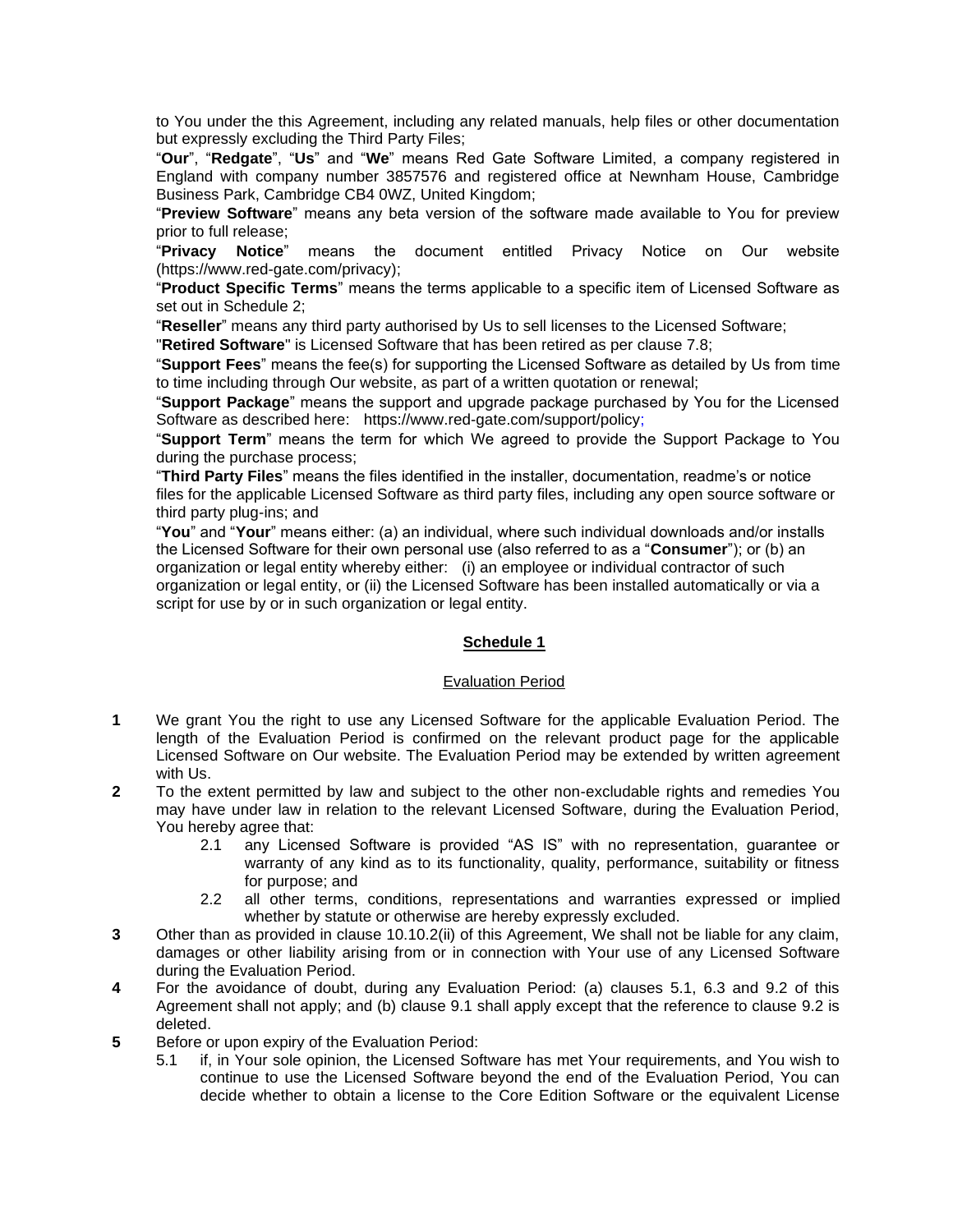to You under the this Agreement, including any related manuals, help files or other documentation but expressly excluding the Third Party Files;

"**Our**", "**Redgate**", "**Us**" and "**We**" means Red Gate Software Limited, a company registered in England with company number 3857576 and registered office at Newnham House, Cambridge Business Park, Cambridge CB4 0WZ, United Kingdom;

"**Preview Software**" means any beta version of the software made available to You for preview prior to full release;

"**Privacy Notice**" means the document entitled Privacy Notice on Our website (https://www.red-gate.com/privacy);

"**Product Specific Terms**" means the terms applicable to a specific item of Licensed Software as set out in Schedule 2;

"**Reseller**" means any third party authorised by Us to sell licenses to the Licensed Software;

"**Retired Software**" is Licensed Software that has been retired as per clause 7.8;

"**Support Fees**" means the fee(s) for supporting the Licensed Software as detailed by Us from time to time including through Our website, as part of a written quotation or renewal;

"**Support Package**" means the support and upgrade package purchased by You for the Licensed Software as described here: https://www.red-gate.com/support/policy;

"**Support Term**" means the term for which We agreed to provide the Support Package to You during the purchase process;

"**Third Party Files**" means the files identified in the installer, documentation, readme's or notice files for the applicable Licensed Software as third party files, including any open source software or third party plug-ins; and

"**You**" and "**Your**" means either: (a) an individual, where such individual downloads and/or installs the Licensed Software for their own personal use (also referred to as a "**Consumer**"); or (b) an organization or legal entity whereby either: (i) an employee or individual contractor of such organization or legal entity, or (ii) the Licensed Software has been installed automatically or via a script for use by or in such organization or legal entity.

## Schedule 1

### Evaluation Period

**1** We grant You the right to use any Licensed Software for the applicable Evaluation Period. The length of the Evaluation Period is confirmed on the relevant product page for the applicable Licensed Software on Our website. The Evaluation Period may be extended by written agreement with Us.

**2** To the extent permitted by law and subject to the other non-excludable rights and remedies You may have under law in relation to the relevant Licensed Software, during the Evaluation Period, You hereby agree that:

- 2.1 any Licensed Software is provided "AS IS" with no representation, guarantee or warranty of any kind as to its functionality, quality, performance, suitability or fitness for purpose; and
- 2.2 all other terms, conditions, representations and warranties expressed or implied whether by statute or otherwise are hereby expressly excluded.

**3** Other than as provided in clause 10.10.2(ii) of this Agreement, We shall not be liable for any claim, damages or other liability arising from or in connection with Your use of any Licensed Software during the Evaluation Period.

**4** For the avoidance of doubt, during any Evaluation Period: (a) clauses 5.1, 6.3 and 9.2 of this Agreement shall not apply; and (b) clause 9.1 shall apply except that the reference to clause 9.2 is deleted.

**5** Before or upon expiry of the Evaluation Period:

- 5.1 if, in Your sole opinion, the Licensed Software has met Your requirements, and You wish to continue to use the Licensed Software beyond the end of the Evaluation Period, You can decide whether to obtain a license to the Core Edition Software or the equivalent License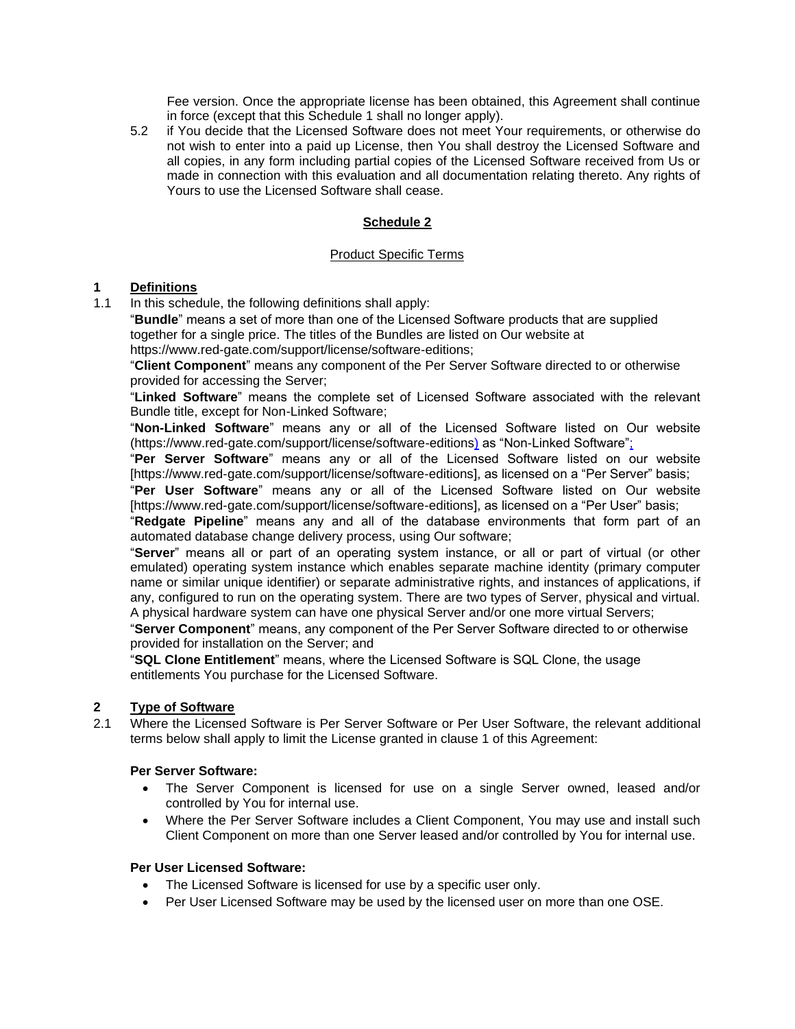Fee version. Once the appropriate license has been obtained, this Agreement shall continue in force (except that this Schedule 1 shall no longer apply).

5.2 if You decide that the Licensed Software does not meet Your requirements, or otherwise do not wish to enter into a paid up License, then You shall destroy the Licensed Software and all copies, in any form including partial copies of the Licensed Software received from Us or made in connection with this evaluation and all documentation relating thereto. Any rights of Yours to use the Licensed Software shall cease.

## Schedule 2

Product Specific Terms

### 1 Definitions

1.1 In this schedule, the following definitions shall apply:

"**Bundle**" means a set of more than one of the Licensed Software products that are supplied together for a single price. The titles of the Bundles are listed on Our website at https://www.red-gate.com/support/license/software-editions;

"**Client Component**" means any component of the Per Server Software directed to or otherwise provided for accessing the Server;

"**Linked Software**" means the complete set of Licensed Software associated with the relevant Bundle title, except for Non-Linked Software;

"**Non-Linked Software**" means any or all of the Licensed Software listed on Our website (https://www.red-gate.com/support/license/software-editions) as "Non-Linked Software";

"**Per Server Software**" means any or all of the Licensed Software listed on our website [https://www.red-gate.com/support/license/software-editions], as licensed on a "Per Server" basis;

"**Per User Software**" means any or all of the Licensed Software listed on Our website [https://www.red-gate.com/support/license/software-editions], as licensed on a "Per User" basis;

"**Redgate Pipeline**" means any and all of the database environments that form part of an automated database change delivery process, using Our software;

"**Server**" means all or part of an operating system instance, or all or part of virtual (or other emulated) operating system instance which enables separate machine identity (primary computer name or similar unique identifier) or separate administrative rights, and instances of applications, if any, configured to run on the operating system. There are two types of Server, physical and virtual. A physical hardware system can have one physical Server and/or one more virtual Servers;

"**Server Component**" means, any component of the Per Server Software directed to or otherwise provided for installation on the Server; and

"**SQL Clone Entitlement**" means, where the Licensed Software is SQL Clone, the usage entitlements You purchase for the Licensed Software.

### 2 Type of Software

2.1 Where the Licensed Software is Per Server Software or Per User Software, the relevant additional terms below shall apply to limit the License granted in clause 1 of this Agreement:

**Per Server Software:**

- The Server Component is licensed for use on a single Server owned, leased and/or controlled by You for internal use.
- Where the Per Server Software includes a Client Component, You may use and install such Client Component on more than one Server leased and/or controlled by You for internal use.

**Per User Licensed Software:**

- The Licensed Software is licensed for use by a specific user only.
- Per User Licensed Software may be used by the licensed user on more than one OSE.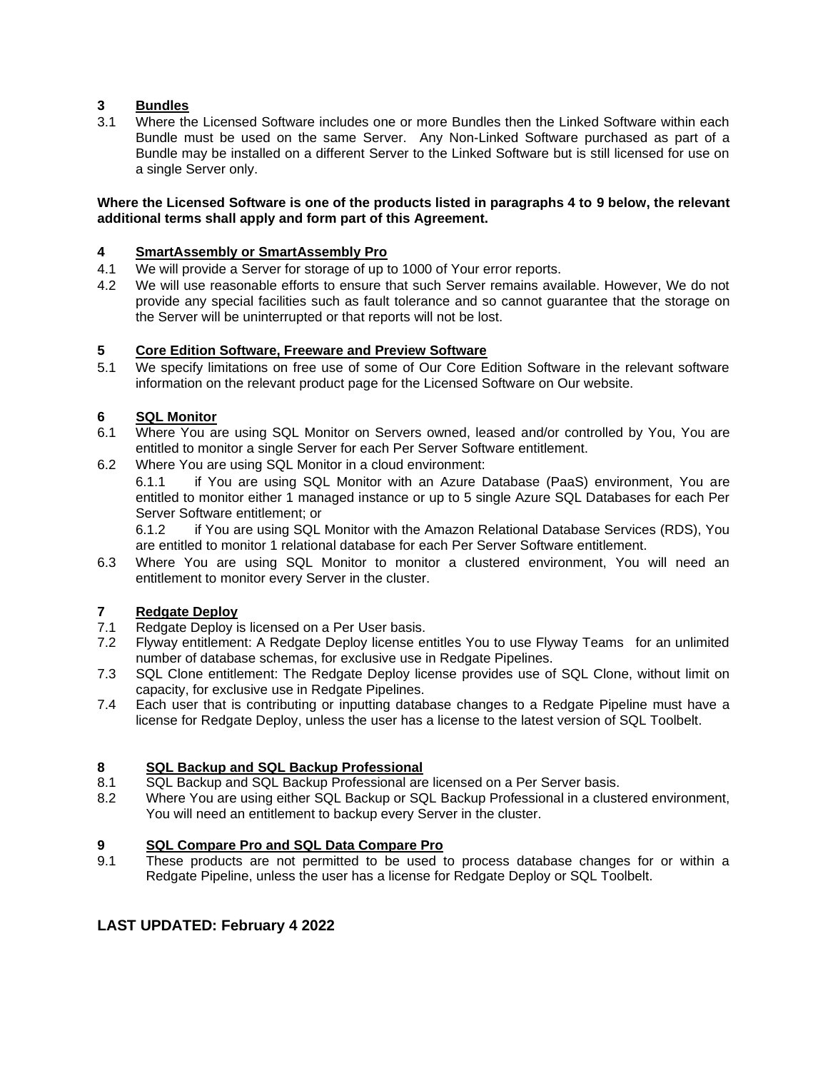## 3 Bundles

3.1 Where the Licensed Software includes one or more Bundles then the Linked Software within each Bundle must be used on the same Server. Any Non-Linked Software purchased as part of a Bundle may be installed on a different Server to the Linked Software but is still licensed for use on a single Server only.

**Where the Licensed Software is one of the products listed in paragraphs 4 to 9 below, the relevant additional terms shall apply and form part of this Agreement.**

## 4 SmartAssembly or SmartAssembly Pro

4.1 We will provide a Server for storage of up to 1000 of Your error reports.

4.2 We will use reasonable efforts to ensure that such Server remains available. However, We do not provide any special facilities such as fault tolerance and so cannot guarantee that the storage on the Server will be uninterrupted or that reports will not be lost.

## 5 Core Edition Software, Freeware and Preview Software

5.1 We specify limitations on free use of some of Our Core Edition Software in the relevant software information on the relevant product page for the Licensed Software on Our website.

## 6 SQL Monitor

6.1 Where You are using SQL Monitor on Servers owned, leased and/or controlled by You, You are entitled to monitor a single Server for each Per Server Software entitlement.

6.2 Where You are using SQL Monitor in a cloud environment:

6.1.1 if You are using SQL Monitor with an Azure Database (PaaS) environment, You are entitled to monitor either 1 managed instance or up to 5 single Azure SQL Databases for each Per Server Software entitlement; or

6.1.2 if You are using SQL Monitor with the Amazon Relational Database Services (RDS), You are entitled to monitor 1 relational database for each Per Server Software entitlement.

6.3 Where You are using SQL Monitor to monitor a clustered environment, You will need an entitlement to monitor every Server in the cluster.

## 7 Redgate Deploy

7.1 Redgate Deploy is licensed on a Per User basis.

7.2 Flyway entitlement: A Redgate Deploy license entitles You to use Flyway Teams for an unlimited number of database schemas, for exclusive use in Redgate Pipelines.

7.3 SQL Clone entitlement: The Redgate Deploy license provides use of SQL Clone, without limit on capacity, for exclusive use in Redgate Pipelines.

7.4 Each user that is contributing or inputting database changes to a Redgate Pipeline must have a license for Redgate Deploy, unless the user has a license to the latest version of SQL Toolbelt.

## 8 SQL Backup and SQL Backup Professional

8.1 SQL Backup and SQL Backup Professional are licensed on a Per Server basis.

8.2 Where You are using either SQL Backup or SQL Backup Professional in a clustered environment, You will need an entitlement to backup every Server in the cluster.

## 9 SQL Compare Pro and SQL Data Compare Pro

9.1 These products are not permitted to be used to process database changes for or within a Redgate Pipeline, unless the user has a license for Redgate Deploy or SQL Toolbelt.

**LAST UPDATED: February 4 2022**